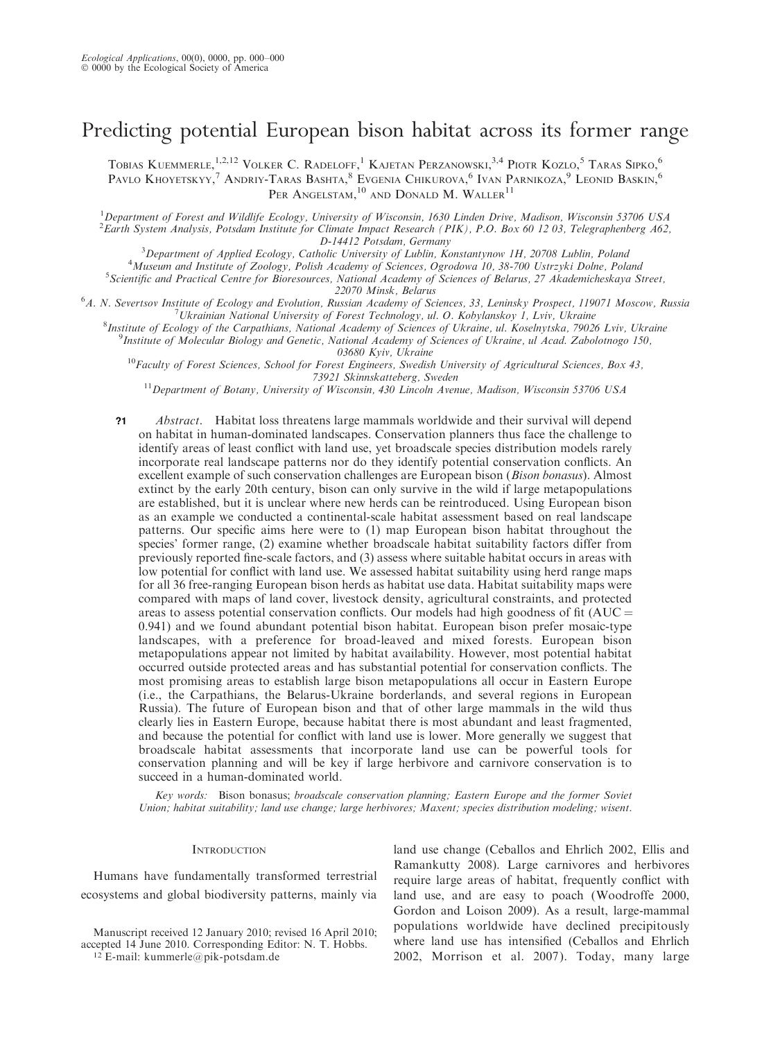# Predicting potential European bison habitat across its former range

Tobias Kuemmerle,[1,2,12] Volker C. Radeloff,[1] Kajetan Perzanowski,[3,4] Piotr Kozlo,[5] Taras Sipko,[6] Pavlo Khoyetskyy,[7] Andriy-Taras Bashta,[8] Evgenia Chikurova,[6] Ivan Parnikoza,[9] Leonid Baskin,[6] Per Angelstam,[10] and Donald M. Waller[11]

[1]Department of Forest and Wildlife Ecology, University of Wisconsin, 1630 Linden Drive, Madison, Wisconsin 53706 USA

[2]Earth System Analysis, Potsdam Institute for Climate Impact Research (PIK), P.O. Box 60 12 03, Telegraphenberg A62, D-14412 Potsdam, Germany

[3]Department of Applied Ecology, Catholic University of Lublin, Konstantynow 1H, 20708 Lublin, Poland

[4]Museum and Institute of Zoology, Polish Academy of Sciences, Ogrodowa 10, 38-700 Ustrzyki Dolne, Poland

[5]Scientific and Practical Centre for Bioresources, National Academy of Sciences of Belarus, 27 Akademicheskaya Street, 22070 Minsk, Belarus

[6]A. N. Severtsov Institute of Ecology and Evolution, Russian Academy of Sciences, 33, Leninsky Prospect, 119071 Moscow, Russia

[7]Ukrainian National University of Forest Technology, ul. O. Kobylanskoy 1, Lviv, Ukraine

[8]Institute of Ecology of the Carpathians, National Academy of Sciences of Ukraine, ul. Koselnytska, 79026 Lviv, Ukraine

[9]Institute of Molecular Biology and Genetic, National Academy of Sciences of Ukraine, ul Acad. Zabolotnogo 150, 03680 Kyiv, Ukraine

[10]Faculty of Forest Sciences, School for Forest Engineers, Swedish University of Agricultural Sciences, Box 43, 73921 Skinnskatteberg, Sweden

[11]Department of Botany, University of Wisconsin, 430 Lincoln Avenue, Madison, Wisconsin 53706 USA

*Abstract*. Habitat loss threatens large mammals worldwide and their survival will depend on habitat in human-dominated landscapes. Conservation planners thus face the challenge to identify areas of least conflict with land use, yet broadscale species distribution models rarely incorporate real landscape patterns nor do they identify potential conservation conflicts. An excellent example of such conservation challenges are European bison (*Bison bonasus*). Almost extinct by the early 20th century, bison can only survive in the wild if large metapopulations are established, but it is unclear where new herds can be reintroduced. Using European bison as an example we conducted a continental-scale habitat assessment based on real landscape patterns. Our specific aims here were to (1) map European bison habitat throughout the species' former range, (2) examine whether broadscale habitat suitability factors differ from previously reported fine-scale factors, and (3) assess where suitable habitat occurs in areas with low potential for conflict with land use. We assessed habitat suitability using herd range maps for all 36 free-ranging European bison herds as habitat use data. Habitat suitability maps were compared with maps of land cover, livestock density, agricultural constraints, and protected areas to assess potential conservation conflicts. Our models had high goodness of fit (AUC = 0.941) and we found abundant potential bison habitat. European bison prefer mosaic-type landscapes, with a preference for broad-leaved and mixed forests. European bison metapopulations appear not limited by habitat availability. However, most potential habitat occurred outside protected areas and has substantial potential for conservation conflicts. The most promising areas to establish large bison metapopulations all occur in Eastern Europe (i.e., the Carpathians, the Belarus-Ukraine borderlands, and several regions in European Russia). The future of European bison and that of other large mammals in the wild thus clearly lies in Eastern Europe, because habitat there is most abundant and least fragmented, and because the potential for conflict with land use is lower. More generally we suggest that broadscale habitat assessments that incorporate land use can be powerful tools for conservation planning and will be key if large herbivore and carnivore conservation is to succeed in a human-dominated world.

*Key words*: Bison bonasus; broadscale conservation planning; Eastern Europe and the former Soviet Union; habitat suitability; land use change; large herbivores; Maxent; species distribution modeling; wisent.

## Introduction

Humans have fundamentally transformed terrestrial ecosystems and global biodiversity patterns, mainly via land use change (Ceballos and Ehrlich 2002, Ellis and Ramankutty 2008). Large carnivores and herbivores require large areas of habitat, frequently conflict with land use, and are easy to poach (Woodroffe 2000, Gordon and Loison 2009). As a result, large-mammal populations worldwide have declined precipitously where land use has intensified (Ceballos and Ehrlich 2002, Morrison et al. 2007). Today, many large

Manuscript received 12 January 2010; revised 16 April 2010; accepted 14 June 2010. Corresponding Editor: N. T. Hobbs.

[12] E-mail: kummerle@pik-potsdam.de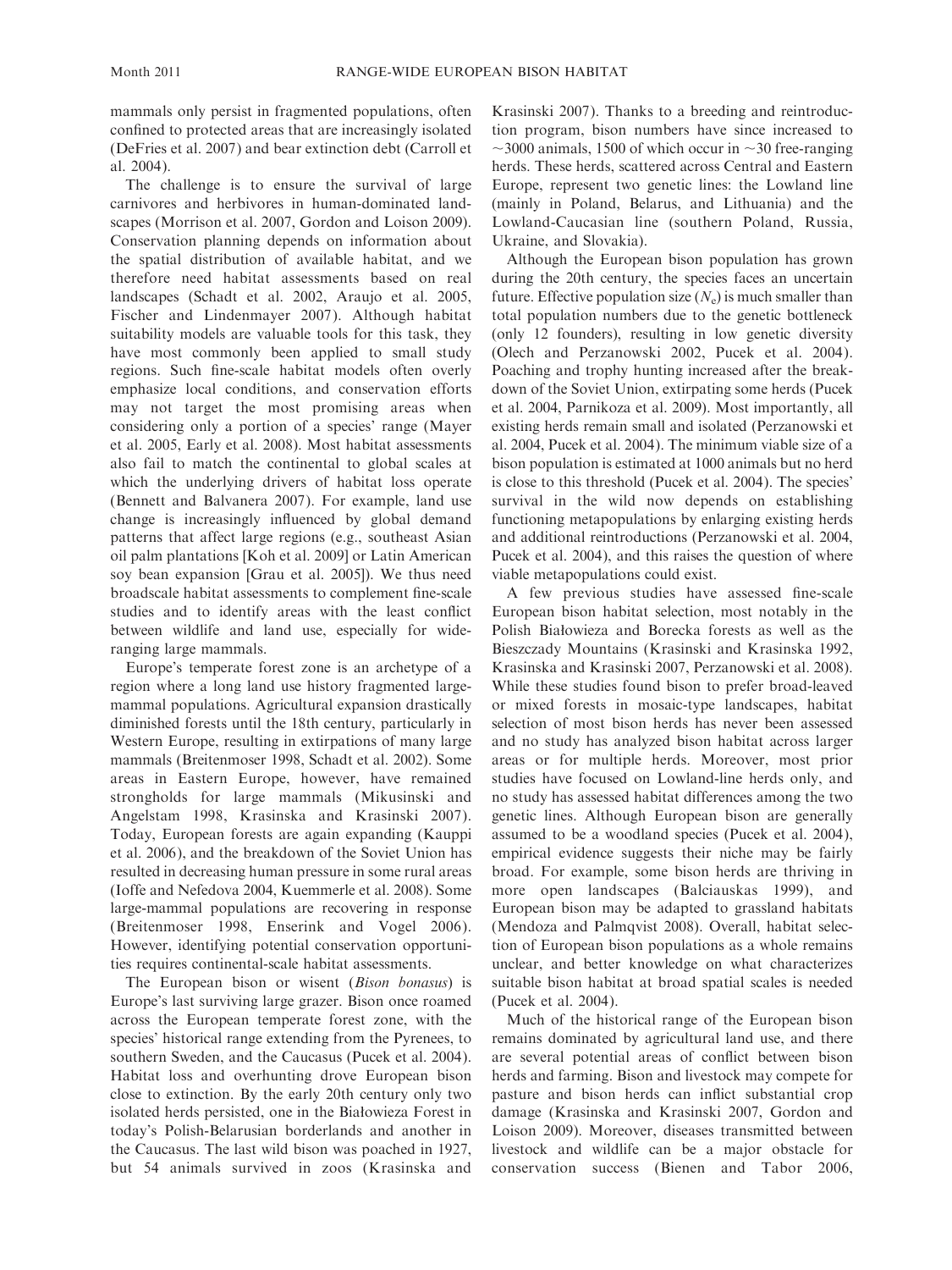mammals only persist in fragmented populations, often confined to protected areas that are increasingly isolated (DeFries et al. 2007) and bear extinction debt (Carroll et al. 2004).

The challenge is to ensure the survival of large carnivores and herbivores in human-dominated landscapes (Morrison et al. 2007, Gordon and Loison 2009). Conservation planning depends on information about the spatial distribution of available habitat, and we therefore need habitat assessments based on real landscapes (Schadt et al. 2002, Araujo et al. 2005, Fischer and Lindenmayer 2007). Although habitat suitability models are valuable tools for this task, they have most commonly been applied to small study regions. Such fine-scale habitat models often overly emphasize local conditions, and conservation efforts may not target the most promising areas when considering only a portion of a species' range (Mayer et al. 2005, Early et al. 2008). Most habitat assessments also fail to match the continental to global scales at which the underlying drivers of habitat loss operate (Bennett and Balvanera 2007). For example, land use change is increasingly influenced by global demand patterns that affect large regions (e.g., southeast Asian oil palm plantations [Koh et al. 2009] or Latin American soy bean expansion [Grau et al. 2005]). We thus need broadscale habitat assessments to complement fine-scale studies and to identify areas with the least conflict between wildlife and land use, especially for wide-ranging large mammals.

Europe's temperate forest zone is an archetype of a region where a long land use history fragmented large-mammal populations. Agricultural expansion drastically diminished forests until the 18th century, particularly in Western Europe, resulting in extirpations of many large mammals (Breitenmoser 1998, Schadt et al. 2002). Some areas in Eastern Europe, however, have remained strongholds for large mammals (Mikusinski and Angelstam 1998, Krasinska and Krasinski 2007). Today, European forests are again expanding (Kauppi et al. 2006), and the breakdown of the Soviet Union has resulted in decreasing human pressure in some rural areas (Ioffe and Nefedova 2004, Kuemmerle et al. 2008). Some large-mammal populations are recovering in response (Breitenmoser 1998, Enserink and Vogel 2006). However, identifying potential conservation opportunities requires continental-scale habitat assessments.

The European bison or wisent (*Bison bonasus*) is Europe's last surviving large grazer. Bison once roamed across the European temperate forest zone, with the species' historical range extending from the Pyrenees, to southern Sweden, and the Caucasus (Pucek et al. 2004). Habitat loss and overhunting drove European bison close to extinction. By the early 20th century only two isolated herds persisted, one in the Białowieza Forest in today's Polish-Belarusian borderlands and another in the Caucasus. The last wild bison was poached in 1927, but 54 animals survived in zoos (Krasinska and Krasinski 2007). Thanks to a breeding and reintroduction program, bison numbers have since increased to ~3000 animals, 1500 of which occur in ~30 free-ranging herds. These herds, scattered across Central and Eastern Europe, represent two genetic lines: the Lowland line (mainly in Poland, Belarus, and Lithuania) and the Lowland-Caucasian line (southern Poland, Russia, Ukraine, and Slovakia).

Although the European bison population has grown during the 20th century, the species faces an uncertain future. Effective population size ($N_e$) is much smaller than total population numbers due to the genetic bottleneck (only 12 founders), resulting in low genetic diversity (Olech and Perzanowski 2002, Pucek et al. 2004). Poaching and trophy hunting increased after the breakdown of the Soviet Union, extirpating some herds (Pucek et al. 2004, Parnikoza et al. 2009). Most importantly, all existing herds remain small and isolated (Perzanowski et al. 2004, Pucek et al. 2004). The minimum viable size of a bison population is estimated at 1000 animals but no herd is close to this threshold (Pucek et al. 2004). The species' survival in the wild now depends on establishing functioning metapopulations by enlarging existing herds and additional reintroductions (Perzanowski et al. 2004, Pucek et al. 2004), and this raises the question of where viable metapopulations could exist.

A few previous studies have assessed fine-scale European bison habitat selection, most notably in the Polish Białowieza and Borecka forests as well as the Bieszczady Mountains (Krasinski and Krasinska 1992, Krasinska and Krasinski 2007, Perzanowski et al. 2008). While these studies found bison to prefer broad-leaved or mixed forests in mosaic-type landscapes, habitat selection of most bison herds has never been assessed and no study has analyzed bison habitat across larger areas or for multiple herds. Moreover, most prior studies have focused on Lowland-line herds only, and no study has assessed habitat differences among the two genetic lines. Although European bison are generally assumed to be a woodland species (Pucek et al. 2004), empirical evidence suggests their niche may be fairly broad. For example, some bison herds are thriving in more open landscapes (Balciauskas 1999), and European bison may be adapted to grassland habitats (Mendoza and Palmqvist 2008). Overall, habitat selection of European bison populations as a whole remains unclear, and better knowledge on what characterizes suitable bison habitat at broad spatial scales is needed (Pucek et al. 2004).

Much of the historical range of the European bison remains dominated by agricultural land use, and there are several potential areas of conflict between bison herds and farming. Bison and livestock may compete for pasture and bison herds can inflict substantial crop damage (Krasinska and Krasinski 2007, Gordon and Loison 2009). Moreover, diseases transmitted between livestock and wildlife can be a major obstacle for conservation success (Bienen and Tabor 2006,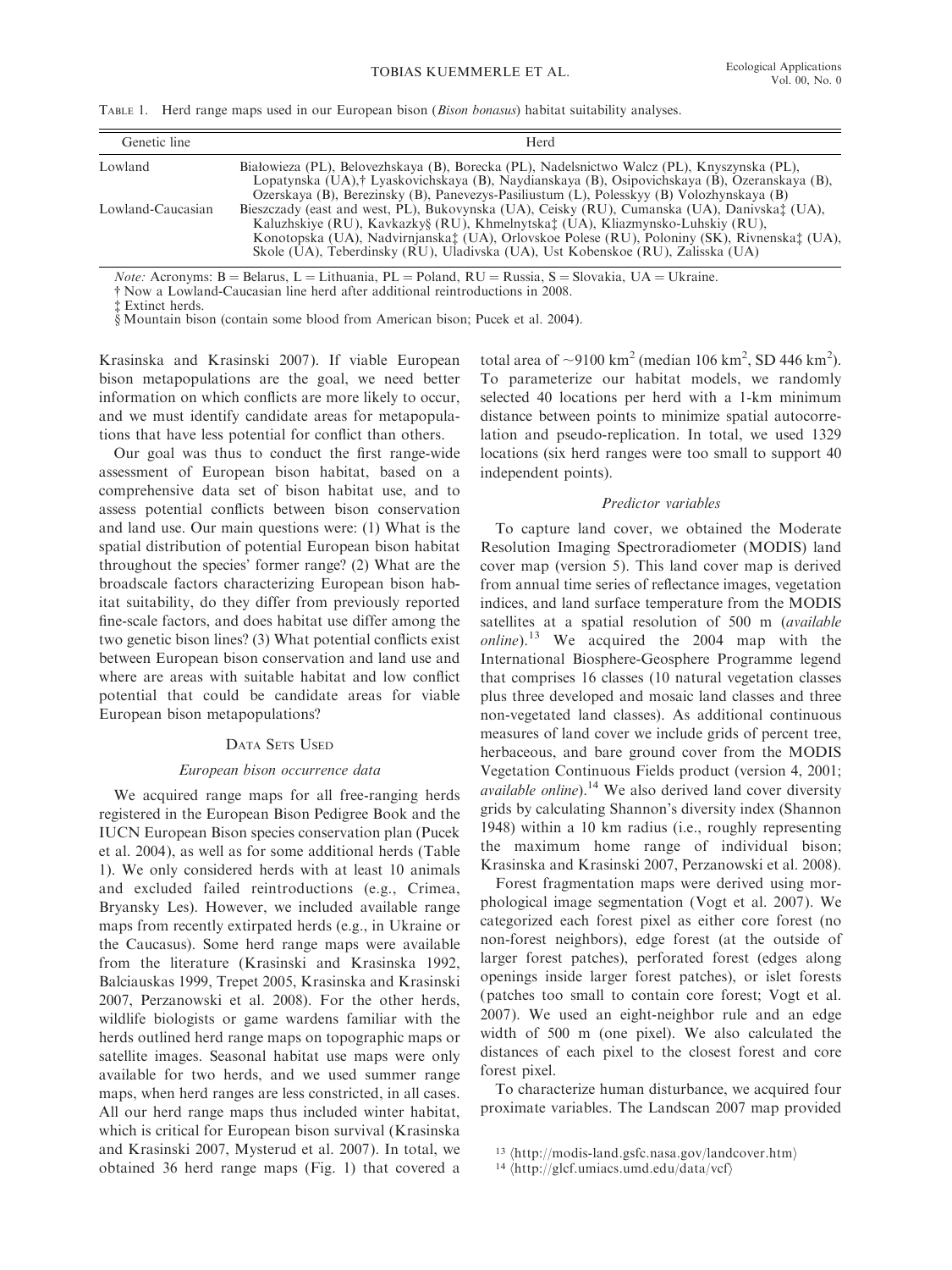TABLE 1. Herd range maps used in our European bison (*Bison bonasus*) habitat suitability analyses.

| Genetic line | Herd |
|---|---|
| Lowland | Białowieza (PL), Belovezhskaya (B), Borecka (PL), Nadelsnictwo Walcz (PL), Knyszynska (PL), Lopatynska (UA),† Lyaskovichskaya (B), Naydianskaya (B), Osipovichskaya (B), Ozeranskaya (B), Ozerskaya (B), Berezinsky (B), Panevezys-Pasiliustum (L), Polesskyy (B) Volozhynskaya (B) |
| Lowland-Caucasian | Bieszczady (east and west, PL), Bukovynska (UA), Ceisky (RU), Cumanska (UA), Danivska‡ (UA), Kaluzhskiye (RU), Kavkazky§ (RU), Khmelnytska‡ (UA), Kliazmynsko-Luhskiy (RU), Konotopska (UA), Nadvirnjanska‡ (UA), Orlovskoe Polese (RU), Poloniny (SK), Rivnenska‡ (UA), Skole (UA), Teberdinsky (RU), Uladivska (UA), Ust Kobenskoe (RU), Zalisska (UA) |

*Note:* Acronyms: B = Belarus, L = Lithuania, PL = Poland, RU = Russia, S = Slovakia, UA = Ukraine.
† Now a Lowland-Caucasian line herd after additional reintroductions in 2008.
‡ Extinct herds.
§ Mountain bison (contain some blood from American bison; Pucek et al. 2004).

Krasinska and Krasinski 2007). If viable European bison metapopulations are the goal, we need better information on which conflicts are more likely to occur, and we must identify candidate areas for metapopulations that have less potential for conflict than others.

Our goal was thus to conduct the first range-wide assessment of European bison habitat, based on a comprehensive data set of bison habitat use, and to assess potential conflicts between bison conservation and land use. Our main questions were: (1) What is the spatial distribution of potential European bison habitat throughout the species' former range? (2) What are the broadscale factors characterizing European bison habitat suitability, do they differ from previously reported fine-scale factors, and does habitat use differ among the two genetic bison lines? (3) What potential conflicts exist between European bison conservation and land use and where are areas with suitable habitat and low conflict potential that could be candidate areas for viable European bison metapopulations?

## DATA SETS USED

### European bison occurrence data

We acquired range maps for all free-ranging herds registered in the European Bison Pedigree Book and the IUCN European Bison species conservation plan (Pucek et al. 2004), as well as for some additional herds (Table 1). We only considered herds with at least 10 animals and excluded failed reintroductions (e.g., Crimea, Bryansky Les). However, we included available range maps from recently extirpated herds (e.g., in Ukraine or the Caucasus). Some herd range maps were available from the literature (Krasinski and Krasinska 1992, Balciauskas 1999, Trepet 2005, Krasinska and Krasinski 2007, Perzanowski et al. 2008). For the other herds, wildlife biologists or game wardens familiar with the herds outlined herd range maps on topographic maps or satellite images. Seasonal habitat use maps were only available for two herds, and we used summer range maps, when herd ranges are less constricted, in all cases. All our herd range maps thus included winter habitat, which is critical for European bison survival (Krasinska and Krasinski 2007, Mysterud et al. 2007). In total, we obtained 36 herd range maps (Fig. 1) that covered a total area of ~9100 km$^2$ (median 106 km$^2$, SD 446 km$^2$). To parameterize our habitat models, we randomly selected 40 locations per herd with a 1-km minimum distance between points to minimize spatial autocorrelation and pseudo-replication. In total, we used 1329 locations (six herd ranges were too small to support 40 independent points).

### Predictor variables

To capture land cover, we obtained the Moderate Resolution Imaging Spectroradiometer (MODIS) land cover map (version 5). This land cover map is derived from annual time series of reflectance images, vegetation indices, and land surface temperature from the MODIS satellites at a spatial resolution of 500 m (*available online*).[13] We acquired the 2004 map with the International Biosphere-Geosphere Programme legend that comprises 16 classes (10 natural vegetation classes plus three developed and mosaic land classes and three non-vegetated land classes). As additional continuous measures of land cover we include grids of percent tree, herbaceous, and bare ground cover from the MODIS Vegetation Continuous Fields product (version 4, 2001; *available online*).[14] We also derived land cover diversity grids by calculating Shannon's diversity index (Shannon 1948) within a 10 km radius (i.e., roughly representing the maximum home range of individual bison; Krasinska and Krasinski 2007, Perzanowski et al. 2008).

Forest fragmentation maps were derived using morphological image segmentation (Vogt et al. 2007). We categorized each forest pixel as either core forest (no non-forest neighbors), edge forest (at the outside of larger forest patches), perforated forest (edges along openings inside larger forest patches), or islet forests (patches too small to contain core forest; Vogt et al. 2007). We used an eight-neighbor rule and an edge width of 500 m (one pixel). We also calculated the distances of each pixel to the closest forest and core forest pixel.

To characterize human disturbance, we acquired four proximate variables. The Landscan 2007 map provided

[13] ⟨http://modis-land.gsfc.nasa.gov/landcover.htm⟩
[14] ⟨http://glcf.umiacs.umd.edu/data/vcf⟩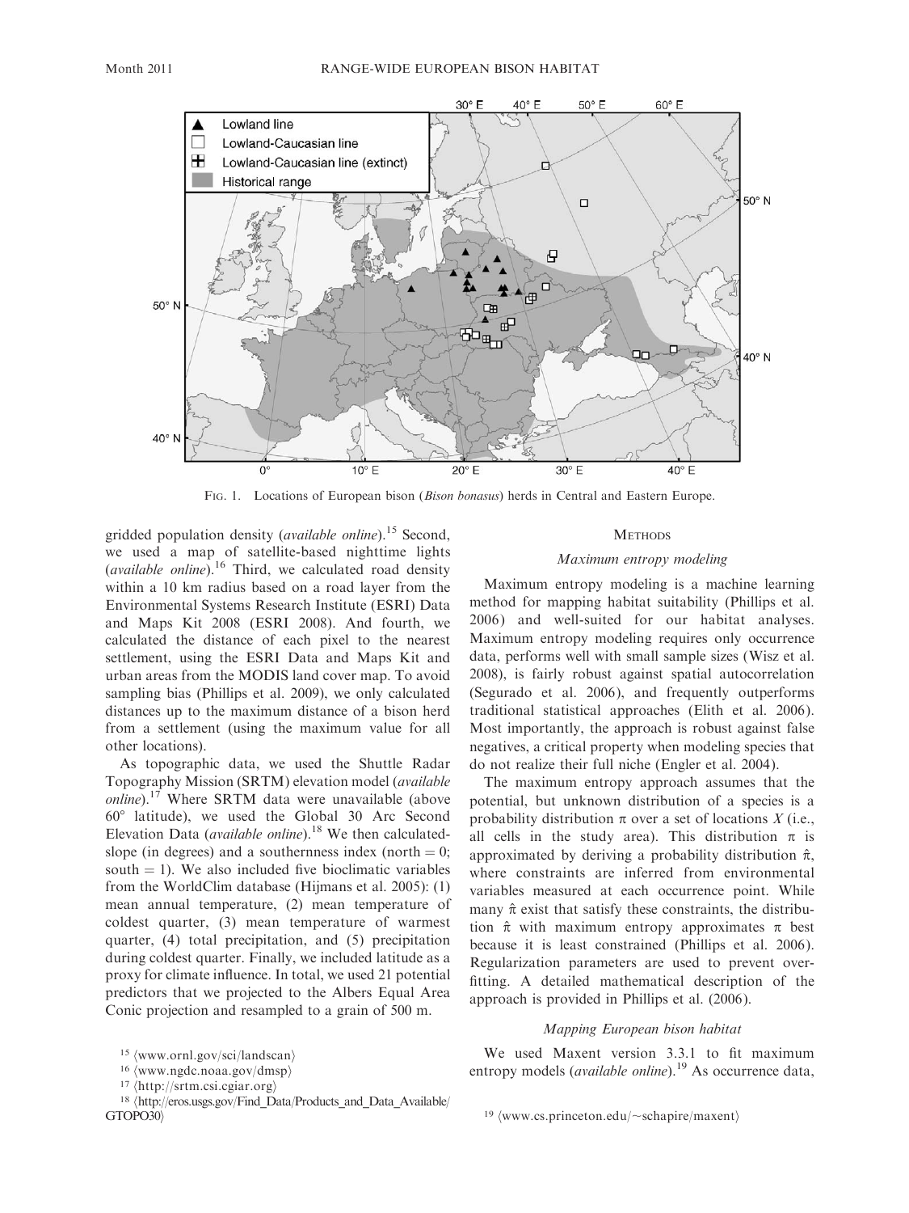FIG. 1. Locations of European bison (*Bison bonasus*) herds in Central and Eastern Europe.

gridded population density (*available online*).[15] Second, we used a map of satellite-based nighttime lights (*available online*).[16] Third, we calculated road density within a 10 km radius based on a road layer from the Environmental Systems Research Institute (ESRI) Data and Maps Kit 2008 (ESRI 2008). And fourth, we calculated the distance of each pixel to the nearest settlement, using the ESRI Data and Maps Kit and urban areas from the MODIS land cover map. To avoid sampling bias (Phillips et al. 2009), we only calculated distances up to the maximum distance of a bison herd from a settlement (using the maximum value for all other locations).

As topographic data, we used the Shuttle Radar Topography Mission (SRTM) elevation model (*available online*).[17] Where SRTM data were unavailable (above 60° latitude), we used the Global 30 Arc Second Elevation Data (*available online*).[18] We then calculated-slope (in degrees) and a southernness index (north = 0; south = 1). We also included five bioclimatic variables from the WorldClim database (Hijmans et al. 2005): (1) mean annual temperature, (2) mean temperature of coldest quarter, (3) mean temperature of warmest quarter, (4) total precipitation, and (5) precipitation during coldest quarter. Finally, we included latitude as a proxy for climate influence. In total, we used 21 potential predictors that we projected to the Albers Equal Area Conic projection and resampled to a grain of 500 m.

## METHODS

### *Maximum entropy modeling*

Maximum entropy modeling is a machine learning method for mapping habitat suitability (Phillips et al. 2006) and well-suited for our habitat analyses. Maximum entropy modeling requires only occurrence data, performs well with small sample sizes (Wisz et al. 2008), is fairly robust against spatial autocorrelation (Segurado et al. 2006), and frequently outperforms traditional statistical approaches (Elith et al. 2006). Most importantly, the approach is robust against false negatives, a critical property when modeling species that do not realize their full niche (Engler et al. 2004).

The maximum entropy approach assumes that the potential, but unknown distribution of a species is a probability distribution $\pi$ over a set of locations $X$ (i.e., all cells in the study area). This distribution $\pi$ is approximated by deriving a probability distribution $\hat{\pi}$, where constraints are inferred from environmental variables measured at each occurrence point. While many $\hat{\pi}$ exist that satisfy these constraints, the distribution $\hat{\pi}$ with maximum entropy approximates $\pi$ best because it is least constrained (Phillips et al. 2006). Regularization parameters are used to prevent overfitting. A detailed mathematical description of the approach is provided in Phillips et al. (2006).

### *Mapping European bison habitat*

We used Maxent version 3.3.1 to fit maximum entropy models (*available online*).[19] As occurrence data,

[15] ⟨www.ornl.gov/sci/landscan⟩

[16] ⟨www.ngdc.noaa.gov/dmsp⟩

[17] ⟨http://srtm.csi.cgiar.org⟩

[18] ⟨http://eros.usgs.gov/Find_Data/Products_and_Data_Available/GTOPO30⟩

[19] ⟨www.cs.princeton.edu/~schapire/maxent⟩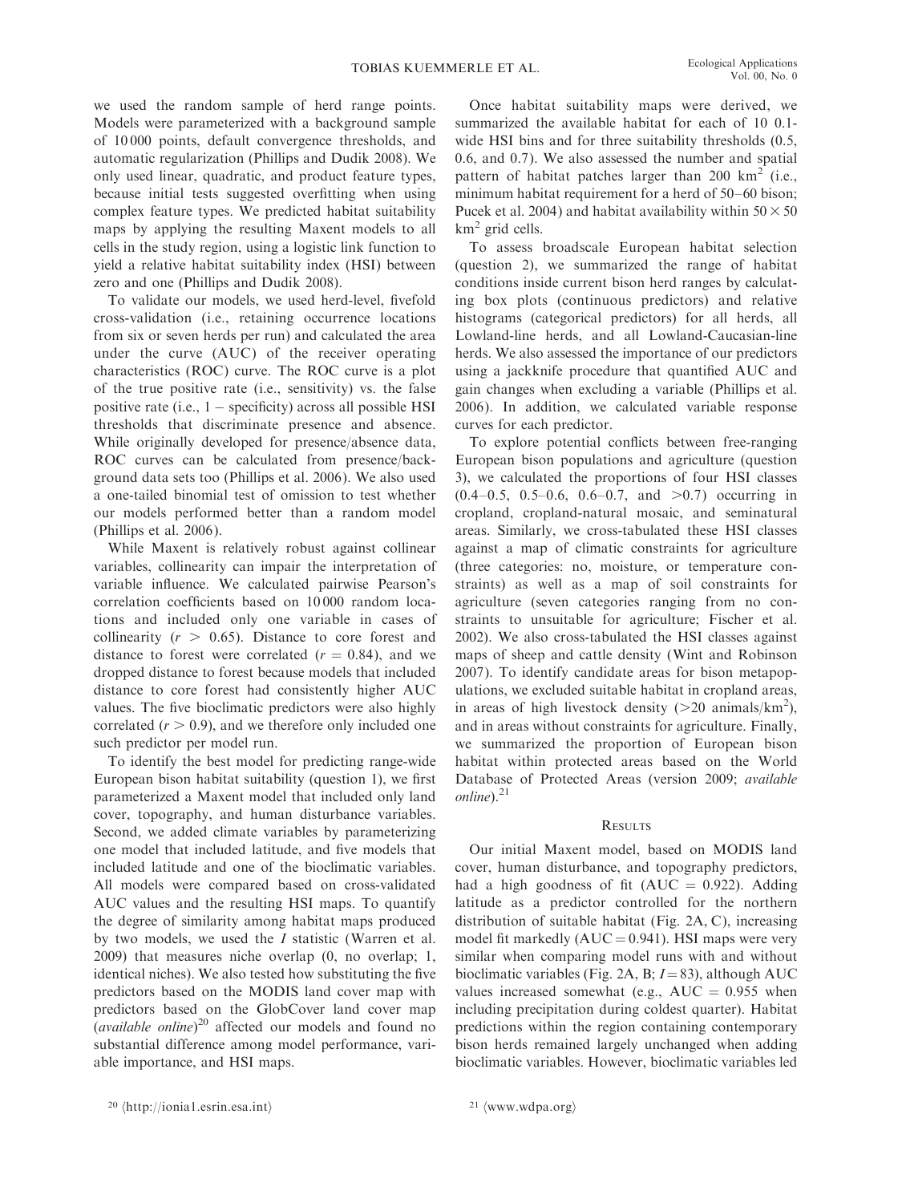we used the random sample of herd range points. Models were parameterized with a background sample of 10 000 points, default convergence thresholds, and automatic regularization (Phillips and Dudik 2008). We only used linear, quadratic, and product feature types, because initial tests suggested overfitting when using complex feature types. We predicted habitat suitability maps by applying the resulting Maxent models to all cells in the study region, using a logistic link function to yield a relative habitat suitability index (HSI) between zero and one (Phillips and Dudik 2008).

To validate our models, we used herd-level, fivefold cross-validation (i.e., retaining occurrence locations from six or seven herds per run) and calculated the area under the curve (AUC) of the receiver operating characteristics (ROC) curve. The ROC curve is a plot of the true positive rate (i.e., sensitivity) vs. the false positive rate (i.e., $1 -$ specificity) across all possible HSI thresholds that discriminate presence and absence. While originally developed for presence/absence data, ROC curves can be calculated from presence/background data sets too (Phillips et al. 2006). We also used a one-tailed binomial test of omission to test whether our models performed better than a random model (Phillips et al. 2006).

While Maxent is relatively robust against collinear variables, collinearity can impair the interpretation of variable influence. We calculated pairwise Pearson's correlation coefficients based on 10 000 random locations and included only one variable in cases of collinearity ($r > 0.65$). Distance to core forest and distance to forest were correlated ($r = 0.84$), and we dropped distance to forest because models that included distance to core forest had consistently higher AUC values. The five bioclimatic predictors were also highly correlated ($r > 0.9$), and we therefore only included one such predictor per model run.

To identify the best model for predicting range-wide European bison habitat suitability (question 1), we first parameterized a Maxent model that included only land cover, topography, and human disturbance variables. Second, we added climate variables by parameterizing one model that included latitude, and five models that included latitude and one of the bioclimatic variables. All models were compared based on cross-validated AUC values and the resulting HSI maps. To quantify the degree of similarity among habitat maps produced by two models, we used the $I$ statistic (Warren et al. 2009) that measures niche overlap (0, no overlap; 1, identical niches). We also tested how substituting the five predictors based on the MODIS land cover map with predictors based on the GlobCover land cover map (*available online*)[20] affected our models and found no substantial difference among model performance, variable importance, and HSI maps.

Once habitat suitability maps were derived, we summarized the available habitat for each of 10 0.1-wide HSI bins and for three suitability thresholds (0.5, 0.6, and 0.7). We also assessed the number and spatial pattern of habitat patches larger than 200 $km^2$ (i.e., minimum habitat requirement for a herd of 50–60 bison; Pucek et al. 2004) and habitat availability within $50 \times 50$ $km^2$ grid cells.

To assess broadscale European habitat selection (question 2), we summarized the range of habitat conditions inside current bison herd ranges by calculating box plots (continuous predictors) and relative histograms (categorical predictors) for all herds, all Lowland-line herds, and all Lowland-Caucasian-line herds. We also assessed the importance of our predictors using a jackknife procedure that quantified AUC and gain changes when excluding a variable (Phillips et al. 2006). In addition, we calculated variable response curves for each predictor.

To explore potential conflicts between free-ranging European bison populations and agriculture (question 3), we calculated the proportions of four HSI classes (0.4–0.5, 0.5–0.6, 0.6–0.7, and $>0.7$) occurring in cropland, cropland-natural mosaic, and seminatural areas. Similarly, we cross-tabulated these HSI classes against a map of climatic constraints for agriculture (three categories: no, moisture, or temperature constraints) as well as a map of soil constraints for agriculture (seven categories ranging from no constraints to unsuitable for agriculture; Fischer et al. 2002). We also cross-tabulated the HSI classes against maps of sheep and cattle density (Wint and Robinson 2007). To identify candidate areas for bison metapopulations, we excluded suitable habitat in cropland areas, in areas of high livestock density ($>20$ animals/$km^2$), and in areas without constraints for agriculture. Finally, we summarized the proportion of European bison habitat within protected areas based on the World Database of Protected Areas (version 2009; *available online*).[21]

## Results

Our initial Maxent model, based on MODIS land cover, human disturbance, and topography predictors, had a high goodness of fit (AUC = 0.922). Adding latitude as a predictor controlled for the northern distribution of suitable habitat (Fig. 2A, C), increasing model fit markedly (AUC = 0.941). HSI maps were very similar when comparing model runs with and without bioclimatic variables (Fig. 2A, B; $I = 83$), although AUC values increased somewhat (e.g., AUC = 0.955 when including precipitation during coldest quarter). Habitat predictions within the region containing contemporary bison herds remained largely unchanged when adding bioclimatic variables. However, bioclimatic variables led

[20] ⟨http://ionia1.esrin.esa.int⟩

[21] ⟨www.wdpa.org⟩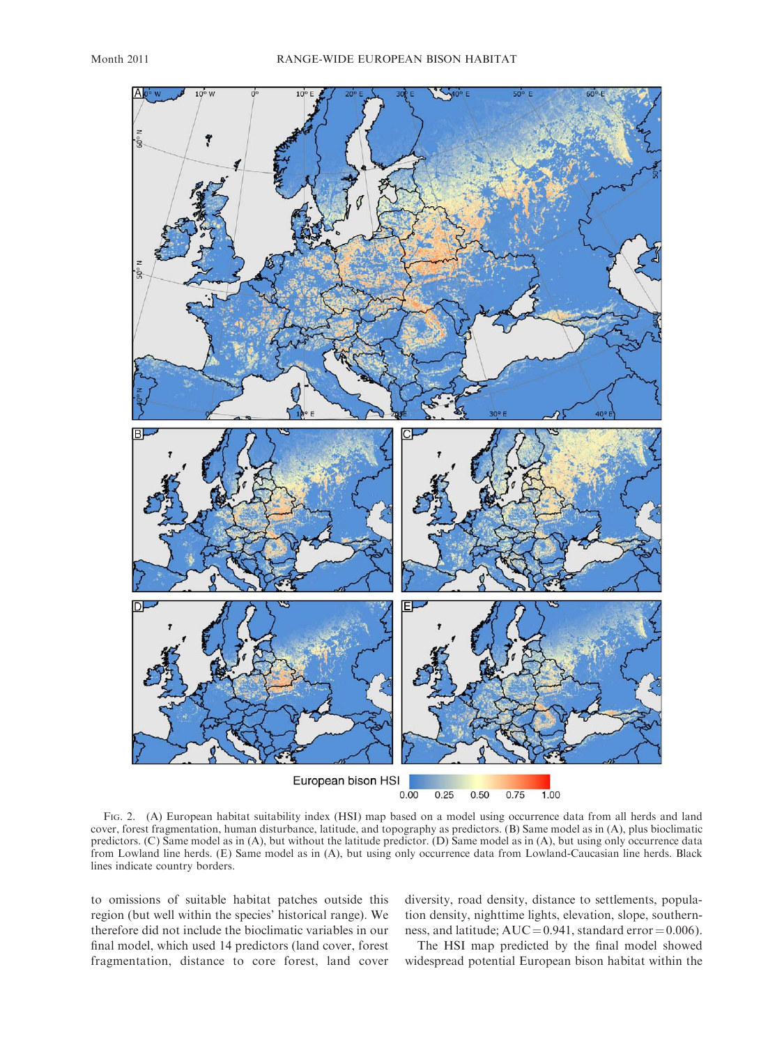FIG. 2. (A) European habitat suitability index (HSI) map based on a model using occurrence data from all herds and land cover, forest fragmentation, human disturbance, latitude, and topography as predictors. (B) Same model as in (A), plus bioclimatic predictors. (C) Same model as in (A), but without the latitude predictor. (D) Same model as in (A), but using only occurrence data from Lowland line herds. (E) Same model as in (A), but using only occurrence data from Lowland-Caucasian line herds. Black lines indicate country borders.

to omissions of suitable habitat patches outside this region (but well within the species' historical range). We therefore did not include the bioclimatic variables in our final model, which used 14 predictors (land cover, forest fragmentation, distance to core forest, land cover diversity, road density, distance to settlements, population density, nighttime lights, elevation, slope, southernness, and latitude; AUC = 0.941, standard error = 0.006).

The HSI map predicted by the final model showed widespread potential European bison habitat within the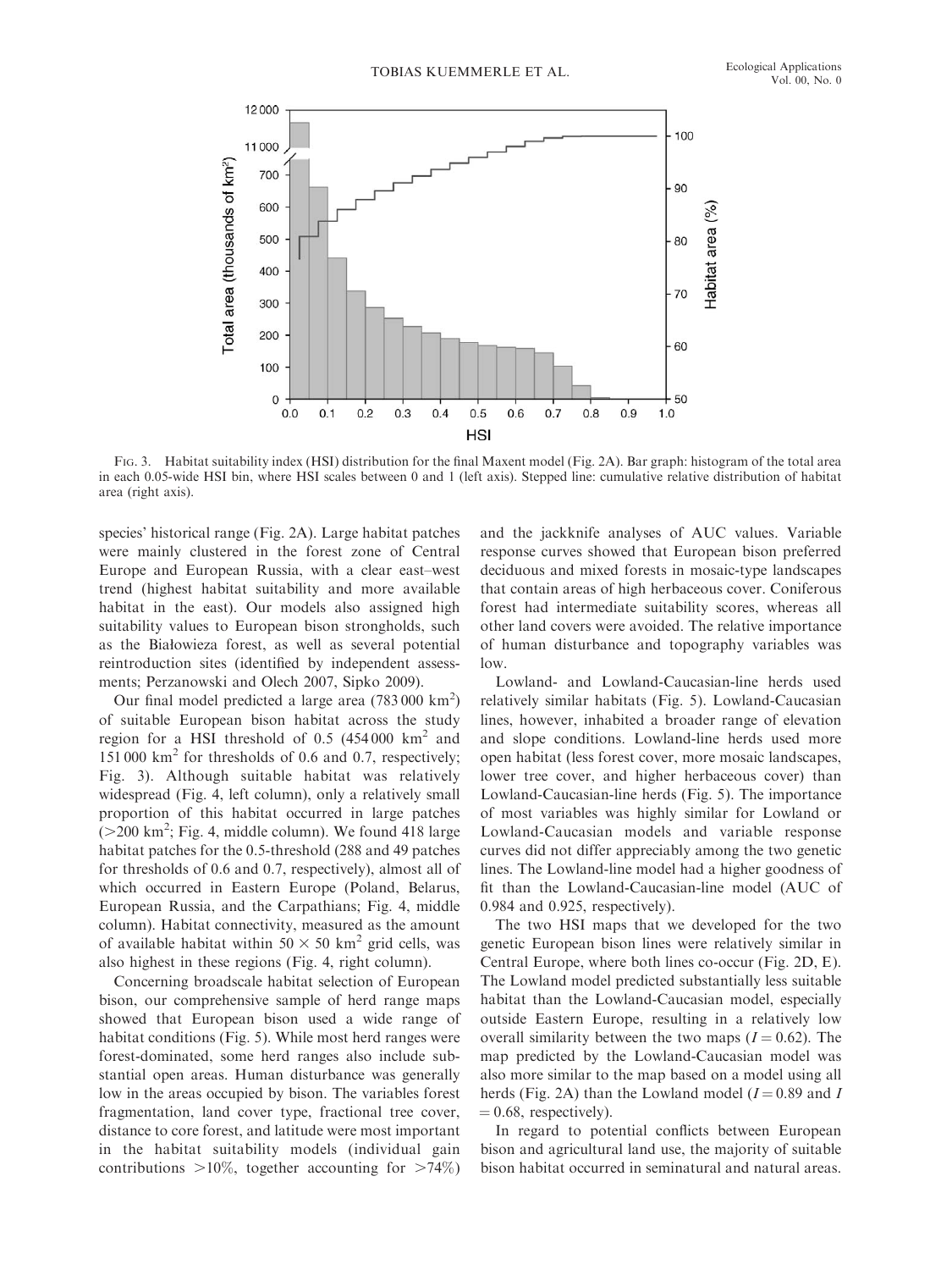FIG. 3. Habitat suitability index (HSI) distribution for the final Maxent model (Fig. 2A). Bar graph: histogram of the total area in each 0.05-wide HSI bin, where HSI scales between 0 and 1 (left axis). Stepped line: cumulative relative distribution of habitat area (right axis).

species' historical range (Fig. 2A). Large habitat patches were mainly clustered in the forest zone of Central Europe and European Russia, with a clear east–west trend (highest habitat suitability and more available habitat in the east). Our models also assigned high suitability values to European bison strongholds, such as the Białowieza forest, as well as several potential reintroduction sites (identified by independent assessments; Perzanowski and Olech 2007, Sipko 2009).

Our final model predicted a large area (783 000 km$^2$) of suitable European bison habitat across the study region for a HSI threshold of 0.5 (454 000 km$^2$ and 151 000 km$^2$ for thresholds of 0.6 and 0.7, respectively; Fig. 3). Although suitable habitat was relatively widespread (Fig. 4, left column), only a relatively small proportion of this habitat occurred in large patches (>200 km$^2$; Fig. 4, middle column). We found 418 large habitat patches for the 0.5-threshold (288 and 49 patches for thresholds of 0.6 and 0.7, respectively), almost all of which occurred in Eastern Europe (Poland, Belarus, European Russia, and the Carpathians; Fig. 4, middle column). Habitat connectivity, measured as the amount of available habitat within 50 $\times$ 50 km$^2$ grid cells, was also highest in these regions (Fig. 4, right column).

Concerning broadscale habitat selection of European bison, our comprehensive sample of herd range maps showed that European bison used a wide range of habitat conditions (Fig. 5). While most herd ranges were forest-dominated, some herd ranges also include substantial open areas. Human disturbance was generally low in the areas occupied by bison. The variables forest fragmentation, land cover type, fractional tree cover, distance to core forest, and latitude were most important in the habitat suitability models (individual gain contributions >10%, together accounting for >74%) and the jackknife analyses of AUC values. Variable response curves showed that European bison preferred deciduous and mixed forests in mosaic-type landscapes that contain areas of high herbaceous cover. Coniferous forest had intermediate suitability scores, whereas all other land covers were avoided. The relative importance of human disturbance and topography variables was low.

Lowland- and Lowland-Caucasian-line herds used relatively similar habitats (Fig. 5). Lowland-Caucasian lines, however, inhabited a broader range of elevation and slope conditions. Lowland-line herds used more open habitat (less forest cover, more mosaic landscapes, lower tree cover, and higher herbaceous cover) than Lowland-Caucasian-line herds (Fig. 5). The importance of most variables was highly similar for Lowland or Lowland-Caucasian models and variable response curves did not differ appreciably among the two genetic lines. The Lowland-line model had a higher goodness of fit than the Lowland-Caucasian-line model (AUC of 0.984 and 0.925, respectively).

The two HSI maps that we developed for the two genetic European bison lines were relatively similar in Central Europe, where both lines co-occur (Fig. 2D, E). The Lowland model predicted substantially less suitable habitat than the Lowland-Caucasian model, especially outside Eastern Europe, resulting in a relatively low overall similarity between the two maps ($I = 0.62$). The map predicted by the Lowland-Caucasian model was also more similar to the map based on a model using all herds (Fig. 2A) than the Lowland model ($I = 0.89$ and $I = 0.68$, respectively).

In regard to potential conflicts between European bison and agricultural land use, the majority of suitable bison habitat occurred in seminatural and natural areas.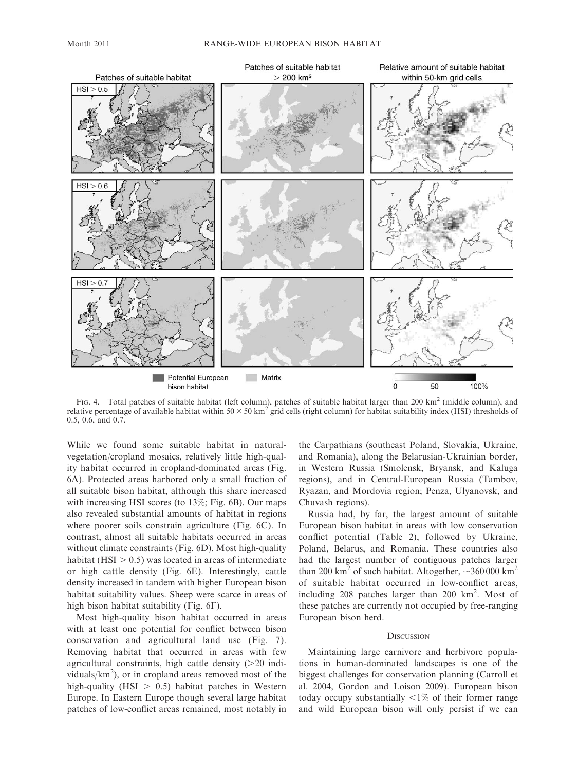Fig. 4. Total patches of suitable habitat (left column), patches of suitable habitat larger than 200 km$^2$ (middle column), and relative percentage of available habitat within $50 \times 50$ km$^2$ grid cells (right column) for habitat suitability index (HSI) thresholds of 0.5, 0.6, and 0.7.

While we found some suitable habitat in natural-vegetation/cropland mosaics, relatively little high-quality habitat occurred in cropland-dominated areas (Fig. 6A). Protected areas harbored only a small fraction of all suitable bison habitat, although this share increased with increasing HSI scores (to 13%; Fig. 6B). Our maps also revealed substantial amounts of habitat in regions where poorer soils constrain agriculture (Fig. 6C). In contrast, almost all suitable habitats occurred in areas without climate constraints (Fig. 6D). Most high-quality habitat (HSI $> 0.5$) was located in areas of intermediate or high cattle density (Fig. 6E). Interestingly, cattle density increased in tandem with higher European bison habitat suitability values. Sheep were scarce in areas of high bison habitat suitability (Fig. 6F).

Most high-quality bison habitat occurred in areas with at least one potential for conflict between bison conservation and agricultural land use (Fig. 7). Removing habitat that occurred in areas with few agricultural constraints, high cattle density ($>20$ individuals/km$^2$), or in cropland areas removed most of the high-quality (HSI $> 0.5$) habitat patches in Western Europe. In Eastern Europe though several large habitat patches of low-conflict areas remained, most notably in the Carpathians (southeast Poland, Slovakia, Ukraine, and Romania), along the Belarusian-Ukrainian border, in Western Russia (Smolensk, Bryansk, and Kaluga regions), and in Central-European Russia (Tambov, Ryazan, and Mordovia region; Penza, Ulyanovsk, and Chuvash regions).

Russia had, by far, the largest amount of suitable European bison habitat in areas with low conservation conflict potential (Table 2), followed by Ukraine, Poland, Belarus, and Romania. These countries also had the largest number of contiguous patches larger than 200 km$^2$ of such habitat. Altogether, ~360 000 km$^2$ of suitable habitat occurred in low-conflict areas, including 208 patches larger than 200 km$^2$. Most of these patches are currently not occupied by free-ranging European bison herd.

## Discussion

Maintaining large carnivore and herbivore populations in human-dominated landscapes is one of the biggest challenges for conservation planning (Carroll et al. 2004, Gordon and Loison 2009). European bison today occupy substantially $<1$% of their former range and wild European bison will only persist if we can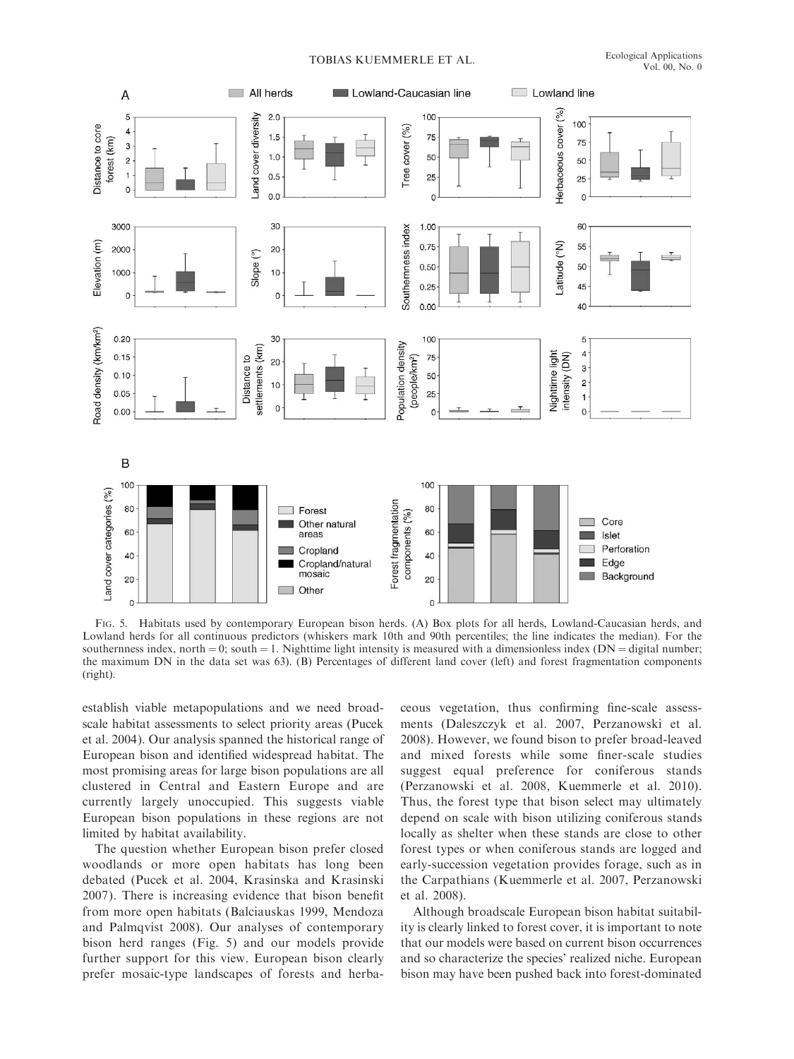Fig. 5. Habitats used by contemporary European bison herds. (A) Box plots for all herds, Lowland-Caucasian herds, and Lowland herds for all continuous predictors (whiskers mark 10th and 90th percentiles; the line indicates the median). For the southernness index, north = 0; south = 1. Nighttime light intensity is measured with a dimensionless index (DN = digital number; the maximum DN in the data set was 63). (B) Percentages of different land cover (left) and forest fragmentation components (right).

establish viable metapopulations and we need broad-scale habitat assessments to select priority areas (Pucek et al. 2004). Our analysis spanned the historical range of European bison and identified widespread habitat. The most promising areas for large bison populations are all clustered in Central and Eastern Europe and are currently largely unoccupied. This suggests viable European bison populations in these regions are not limited by habitat availability.

The question whether European bison prefer closed woodlands or more open habitats has long been debated (Pucek et al. 2004, Krasinska and Krasinski 2007). There is increasing evidence that bison benefit from more open habitats (Balciauskas 1999, Mendoza and Palmqvist 2008). Our analyses of contemporary bison herd ranges (Fig. 5) and our models provide further support for this view. European bison clearly prefer mosaic-type landscapes of forests and herbaceous vegetation, thus confirming fine-scale assessments (Daleszczyk et al. 2007, Perzanowski et al. 2008). However, we found bison to prefer broad-leaved and mixed forests while some finer-scale studies suggest equal preference for coniferous stands (Perzanowski et al. 2008, Kuemmerle et al. 2010). Thus, the forest type that bison select may ultimately depend on scale with bison utilizing coniferous stands locally as shelter when these stands are close to other forest types or when coniferous stands are logged and early-succession vegetation provides forage, such as in the Carpathians (Kuemmerle et al. 2007, Perzanowski et al. 2008).

Although broadscale European bison habitat suitability is clearly linked to forest cover, it is important to note that our models were based on current bison occurrences and so characterize the species' realized niche. European bison may have been pushed back into forest-dominated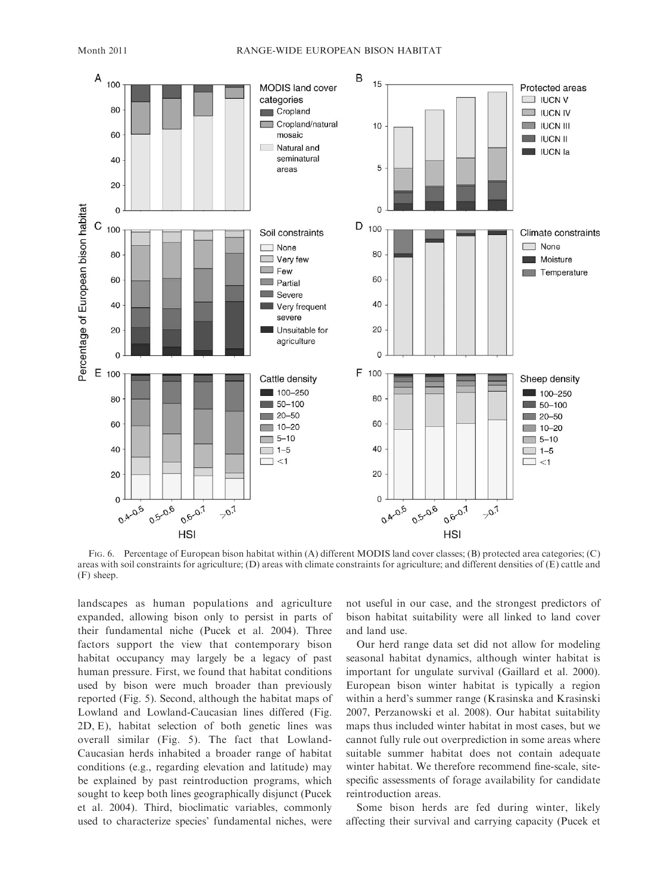FIG. 6. Percentage of European bison habitat within (A) different MODIS land cover classes; (B) protected area categories; (C) areas with soil constraints for agriculture; (D) areas with climate constraints for agriculture; and different densities of (E) cattle and (F) sheep.

landscapes as human populations and agriculture expanded, allowing bison only to persist in parts of their fundamental niche (Pucek et al. 2004). Three factors support the view that contemporary bison habitat occupancy may largely be a legacy of past human pressure. First, we found that habitat conditions used by bison were much broader than previously reported (Fig. 5). Second, although the habitat maps of Lowland and Lowland-Caucasian lines differed (Fig. 2D, E), habitat selection of both genetic lines was overall similar (Fig. 5). The fact that Lowland-Caucasian herds inhabited a broader range of habitat conditions (e.g., regarding elevation and latitude) may be explained by past reintroduction programs, which sought to keep both lines geographically disjunct (Pucek et al. 2004). Third, bioclimatic variables, commonly used to characterize species' fundamental niches, were not useful in our case, and the strongest predictors of bison habitat suitability were all linked to land cover and land use.

Our herd range data set did not allow for modeling seasonal habitat dynamics, although winter habitat is important for ungulate survival (Gaillard et al. 2000). European bison winter habitat is typically a region within a herd's summer range (Krasinska and Krasinski 2007, Perzanowski et al. 2008). Our habitat suitability maps thus included winter habitat in most cases, but we cannot fully rule out overprediction in some areas where suitable summer habitat does not contain adequate winter habitat. We therefore recommend fine-scale, site-specific assessments of forage availability for candidate reintroduction areas.

Some bison herds are fed during winter, likely affecting their survival and carrying capacity (Pucek et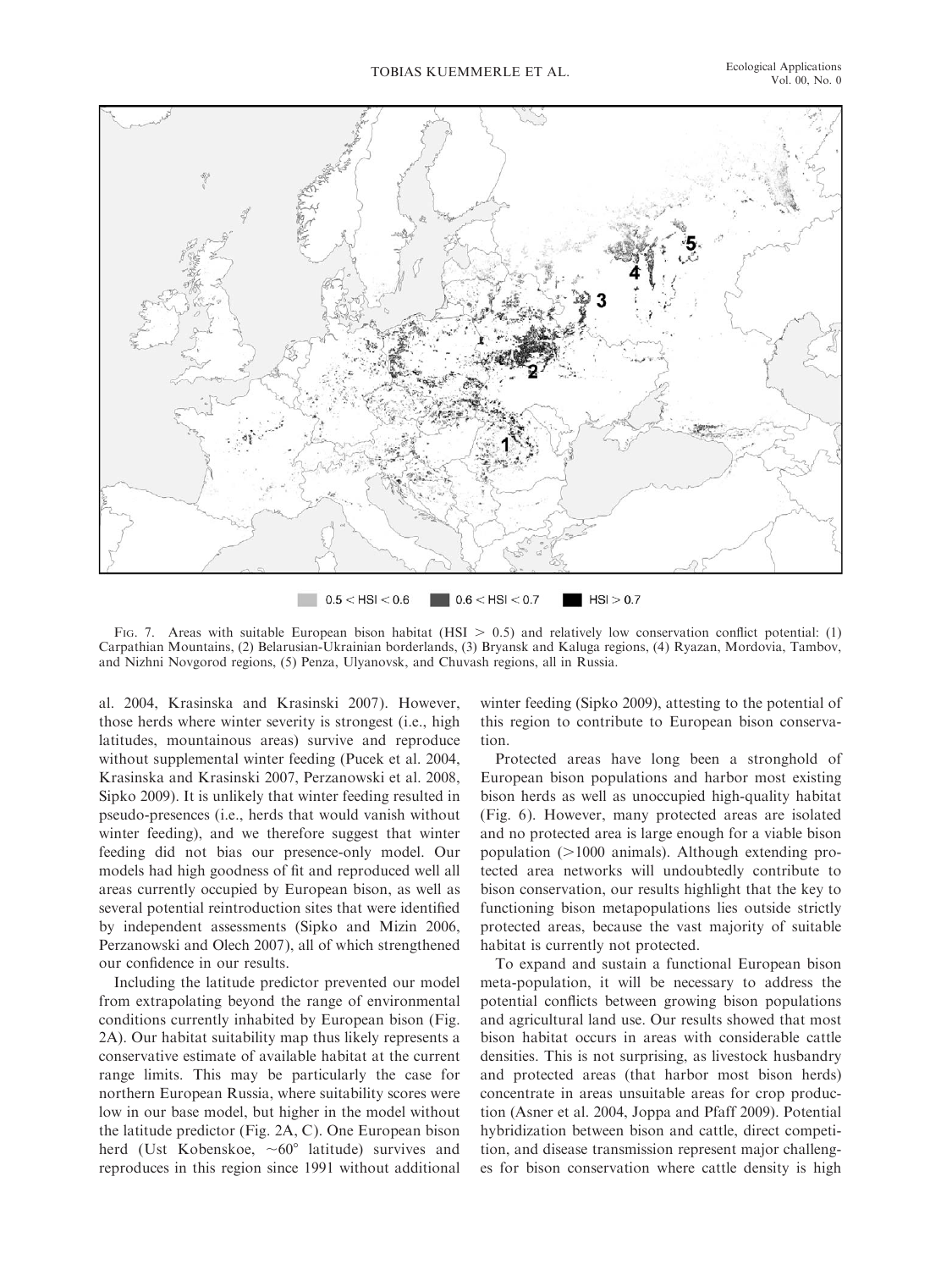$0.5 < HSI < 0.6$ $0.6 < HSI < 0.7$ $HSI > 0.7$

FIG. 7. Areas with suitable European bison habitat ($HSI > 0.5$) and relatively low conservation conflict potential: (1) Carpathian Mountains, (2) Belarusian-Ukrainian borderlands, (3) Bryansk and Kaluga regions, (4) Ryazan, Mordovia, Tambov, and Nizhni Novgorod regions, (5) Penza, Ulyanovsk, and Chuvash regions, all in Russia.

al. 2004, Krasinska and Krasinski 2007). However, those herds where winter severity is strongest (i.e., high latitudes, mountainous areas) survive and reproduce without supplemental winter feeding (Pucek et al. 2004, Krasinska and Krasinski 2007, Perzanowski et al. 2008, Sipko 2009). It is unlikely that winter feeding resulted in pseudo-presences (i.e., herds that would vanish without winter feeding), and we therefore suggest that winter feeding did not bias our presence-only model. Our models had high goodness of fit and reproduced well all areas currently occupied by European bison, as well as several potential reintroduction sites that were identified by independent assessments (Sipko and Mizin 2006, Perzanowski and Olech 2007), all of which strengthened our confidence in our results.

Including the latitude predictor prevented our model from extrapolating beyond the range of environmental conditions currently inhabited by European bison (Fig. 2A). Our habitat suitability map thus likely represents a conservative estimate of available habitat at the current range limits. This may be particularly the case for northern European Russia, where suitability scores were low in our base model, but higher in the model without the latitude predictor (Fig. 2A, C). One European bison herd (Ust Kobenskoe, $\sim 60°$ latitude) survives and reproduces in this region since 1991 without additional winter feeding (Sipko 2009), attesting to the potential of this region to contribute to European bison conservation.

Protected areas have long been a stronghold of European bison populations and harbor most existing bison herds as well as unoccupied high-quality habitat (Fig. 6). However, many protected areas are isolated and no protected area is large enough for a viable bison population (>1000 animals). Although extending protected area networks will undoubtedly contribute to bison conservation, our results highlight that the key to functioning bison metapopulations lies outside strictly protected areas, because the vast majority of suitable habitat is currently not protected.

To expand and sustain a functional European bison meta-population, it will be necessary to address the potential conflicts between growing bison populations and agricultural land use. Our results showed that most bison habitat occurs in areas with considerable cattle densities. This is not surprising, as livestock husbandry and protected areas (that harbor most bison herds) concentrate in areas unsuitable areas for crop production (Asner et al. 2004, Joppa and Pfaff 2009). Potential hybridization between bison and cattle, direct competition, and disease transmission represent major challenges for bison conservation where cattle density is high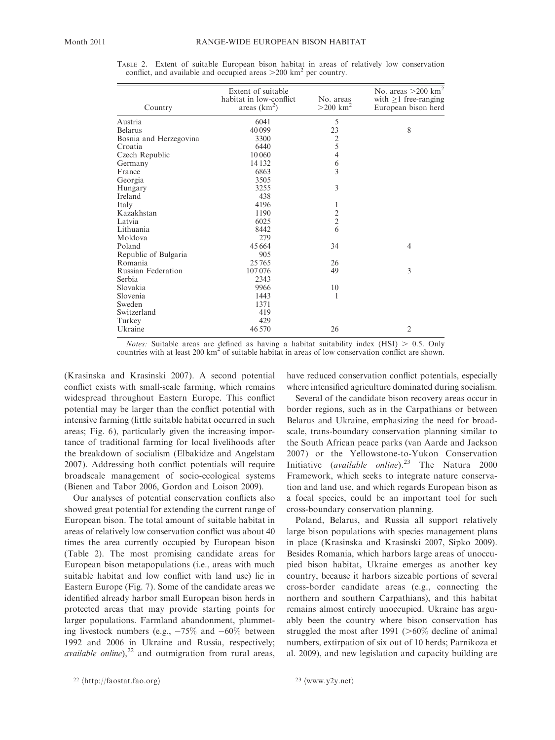TABLE 2. Extent of suitable European bison habitat in areas of relatively low conservation conflict, and available and occupied areas >200 km² per country.

| Country | Extent of suitable habitat in low-conflict areas (km²) | No. areas >200 km² | No. areas >200 km² with ≥1 free-ranging European bison herd |
|---|---|---|---|
| Austria | 6041 | 5 | |
| Belarus | 40 099 | 23 | 8 |
| Bosnia and Herzegovina | 3300 | 2 | |
| Croatia | 6440 | 5 | |
| Czech Republic | 10 060 | 4 | |
| Germany | 14 132 | 6 | |
| France | 6863 | 3 | |
| Georgia | 3505 | | |
| Hungary | 3255 | 3 | |
| Ireland | 438 | | |
| Italy | 4196 | 1 | |
| Kazakhstan | 1190 | 2 | |
| Latvia | 6025 | 2 | |
| Lithuania | 8442 | 6 | |
| Moldova | 279 | | |
| Poland | 45 664 | 34 | 4 |
| Republic of Bulgaria | 905 | | |
| Romania | 25 765 | 26 | |
| Russian Federation | 107 076 | 49 | 3 |
| Serbia | 2343 | | |
| Slovakia | 9966 | 10 | |
| Slovenia | 1443 | 1 | |
| Sweden | 1371 | | |
| Switzerland | 419 | | |
| Turkey | 429 | | |
| Ukraine | 46 570 | 26 | 2 |

*Notes:* Suitable areas are defined as having a habitat suitability index (HSI) > 0.5. Only countries with at least 200 km² of suitable habitat in areas of low conservation conflict are shown.

(Krasinska and Krasinski 2007). A second potential conflict exists with small-scale farming, which remains widespread throughout Eastern Europe. This conflict potential may be larger than the conflict potential with intensive farming (little suitable habitat occurred in such areas; Fig. 6), particularly given the increasing importance of traditional farming for local livelihoods after the breakdown of socialism (Elbakidze and Angelstam 2007). Addressing both conflict potentials will require broadscale management of socio-ecological systems (Bienen and Tabor 2006, Gordon and Loison 2009).

Our analyses of potential conservation conflicts also showed great potential for extending the current range of European bison. The total amount of suitable habitat in areas of relatively low conservation conflict was about 40 times the area currently occupied by European bison (Table 2). The most promising candidate areas for European bison metapopulations (i.e., areas with much suitable habitat and low conflict with land use) lie in Eastern Europe (Fig. 7). Some of the candidate areas we identified already harbor small European bison herds in protected areas that may provide starting points for larger populations. Farmland abandonment, plummeting livestock numbers (e.g., −75% and −60% between 1992 and 2006 in Ukraine and Russia, respectively; *available online*),[22] and outmigration from rural areas, have reduced conservation conflict potentials, especially where intensified agriculture dominated during socialism.

Several of the candidate bison recovery areas occur in border regions, such as in the Carpathians or between Belarus and Ukraine, emphasizing the need for broadscale, trans-boundary conservation planning similar to the South African peace parks (van Aarde and Jackson 2007) or the Yellowstone-to-Yukon Conservation Initiative (*available online*).[23] The Natura 2000 Framework, which seeks to integrate nature conservation and land use, and which regards European bison as a focal species, could be an important tool for such cross-boundary conservation planning.

Poland, Belarus, and Russia all support relatively large bison populations with species management plans in place (Krasinska and Krasinski 2007, Sipko 2009). Besides Romania, which harbors large areas of unoccupied bison habitat, Ukraine emerges as another key country, because it harbors sizeable portions of several cross-border candidate areas (e.g., connecting the northern and southern Carpathians), and this habitat remains almost entirely unoccupied. Ukraine has arguably been the country where bison conservation has struggled the most after 1991 (>60% decline of animal numbers, extirpation of six out of 10 herds; Parnikoza et al. 2009), and new legislation and capacity building are

[22] ⟨http://faostat.fao.org⟩

[23] ⟨www.y2y.net⟩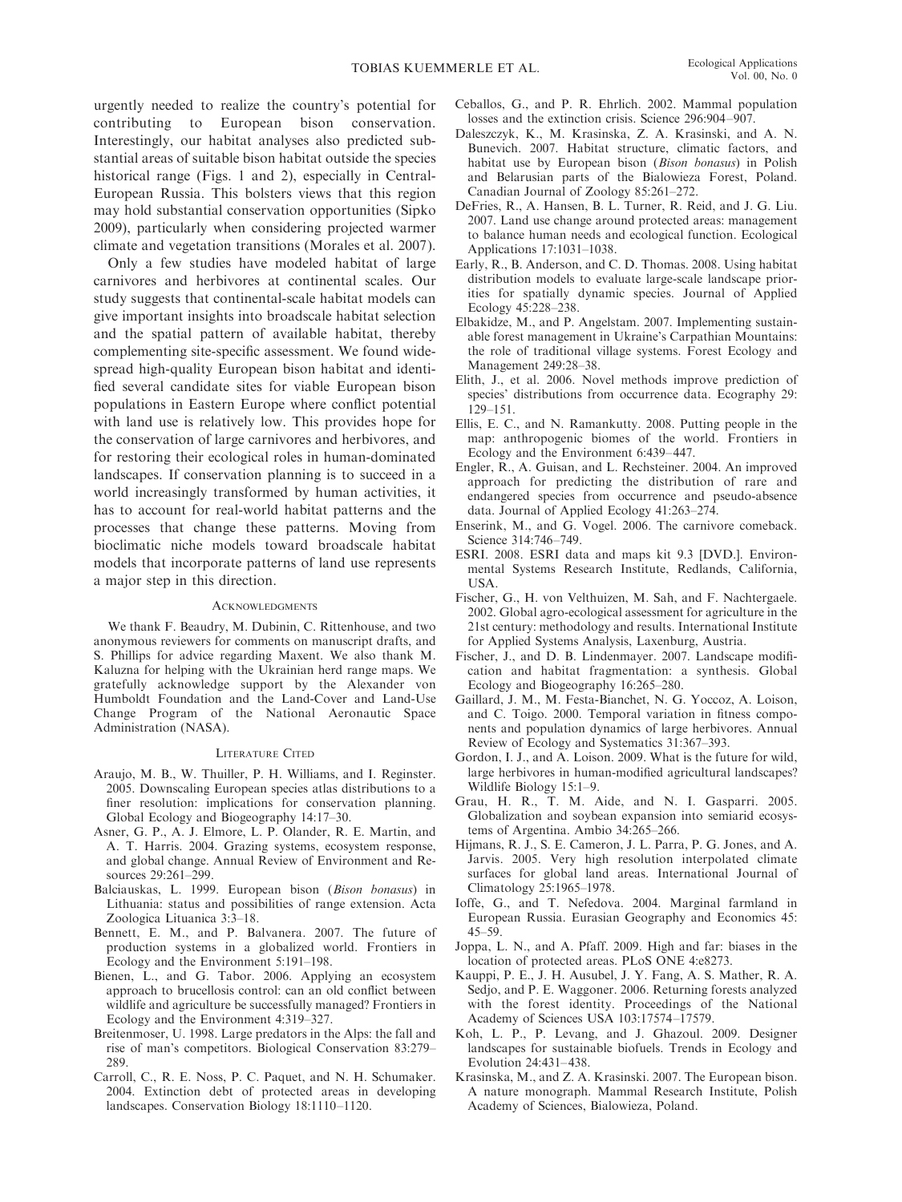urgently needed to realize the country's potential for contributing to European bison conservation. Interestingly, our habitat analyses also predicted substantial areas of suitable bison habitat outside the species historical range (Figs. 1 and 2), especially in Central-European Russia. This bolsters views that this region may hold substantial conservation opportunities (Sipko 2009), particularly when considering projected warmer climate and vegetation transitions (Morales et al. 2007).

Only a few studies have modeled habitat of large carnivores and herbivores at continental scales. Our study suggests that continental-scale habitat models can give important insights into broadscale habitat selection and the spatial pattern of available habitat, thereby complementing site-specific assessment. We found widespread high-quality European bison habitat and identified several candidate sites for viable European bison populations in Eastern Europe where conflict potential with land use is relatively low. This provides hope for the conservation of large carnivores and herbivores, and for restoring their ecological roles in human-dominated landscapes. If conservation planning is to succeed in a world increasingly transformed by human activities, it has to account for real-world habitat patterns and the processes that change these patterns. Moving from bioclimatic niche models toward broadscale habitat models that incorporate patterns of land use represents a major step in this direction.

## Acknowledgments

We thank F. Beaudry, M. Dubinin, C. Rittenhouse, and two anonymous reviewers for comments on manuscript drafts, and S. Phillips for advice regarding Maxent. We also thank M. Kaluzna for helping with the Ukrainian herd range maps. We gratefully acknowledge support by the Alexander von Humboldt Foundation and the Land-Cover and Land-Use Change Program of the National Aeronautic Space Administration (NASA).

## Literature Cited

Araujo, M. B., W. Thuiller, P. H. Williams, and I. Reginster. 2005. Downscaling European species atlas distributions to a finer resolution: implications for conservation planning. Global Ecology and Biogeography 14:17–30.

Asner, G. P., A. J. Elmore, L. P. Olander, R. E. Martin, and A. T. Harris. 2004. Grazing systems, ecosystem response, and global change. Annual Review of Environment and Resources 29:261–299.

Balciauskas, L. 1999. European bison (*Bison bonasus*) in Lithuania: status and possibilities of range extension. Acta Zoologica Lituanica 3:3–18.

Bennett, E. M., and P. Balvanera. 2007. The future of production systems in a globalized world. Frontiers in Ecology and the Environment 5:191–198.

Bienen, L., and G. Tabor. 2006. Applying an ecosystem approach to brucellosis control: can an old conflict between wildlife and agriculture be successfully managed? Frontiers in Ecology and the Environment 4:319–327.

Breitenmoser, U. 1998. Large predators in the Alps: the fall and rise of man's competitors. Biological Conservation 83:279–289.

Carroll, C., R. E. Noss, P. C. Paquet, and N. H. Schumaker. 2004. Extinction debt of protected areas in developing landscapes. Conservation Biology 18:1110–1120.

Ceballos, G., and P. R. Ehrlich. 2002. Mammal population losses and the extinction crisis. Science 296:904–907.

Daleszczyk, K., M. Krasinska, Z. A. Krasinski, and A. N. Bunevich. 2007. Habitat structure, climatic factors, and habitat use by European bison (*Bison bonasus*) in Polish and Belarusian parts of the Bialowieza Forest, Poland. Canadian Journal of Zoology 85:261–272.

DeFries, R., A. Hansen, B. L. Turner, R. Reid, and J. G. Liu. 2007. Land use change around protected areas: management to balance human needs and ecological function. Ecological Applications 17:1031–1038.

Early, R., B. Anderson, and C. D. Thomas. 2008. Using habitat distribution models to evaluate large-scale landscape priorities for spatially dynamic species. Journal of Applied Ecology 45:228–238.

Elbakidze, M., and P. Angelstam. 2007. Implementing sustainable forest management in Ukraine's Carpathian Mountains: the role of traditional village systems. Forest Ecology and Management 249:28–38.

Elith, J., et al. 2006. Novel methods improve prediction of species' distributions from occurrence data. Ecography 29: 129–151.

Ellis, E. C., and N. Ramankutty. 2008. Putting people in the map: anthropogenic biomes of the world. Frontiers in Ecology and the Environment 6:439–447.

Engler, R., A. Guisan, and L. Rechsteiner. 2004. An improved approach for predicting the distribution of rare and endangered species from occurrence and pseudo-absence data. Journal of Applied Ecology 41:263–274.

Enserink, M., and G. Vogel. 2006. The carnivore comeback. Science 314:746–749.

ESRI. 2008. ESRI data and maps kit 9.3 [DVD.]. Environmental Systems Research Institute, Redlands, California, USA.

Fischer, G., H. von Velthuizen, M. Sah, and F. Nachtergaele. 2002. Global agro-ecological assessment for agriculture in the 21st century: methodology and results. International Institute for Applied Systems Analysis, Laxenburg, Austria.

Fischer, J., and D. B. Lindenmayer. 2007. Landscape modification and habitat fragmentation: a synthesis. Global Ecology and Biogeography 16:265–280.

Gaillard, J. M., M. Festa-Bianchet, N. G. Yoccoz, A. Loison, and C. Toigo. 2000. Temporal variation in fitness components and population dynamics of large herbivores. Annual Review of Ecology and Systematics 31:367–393.

Gordon, I. J., and A. Loison. 2009. What is the future for wild, large herbivores in human-modified agricultural landscapes? Wildlife Biology 15:1–9.

Grau, H. R., T. M. Aide, and N. I. Gasparri. 2005. Globalization and soybean expansion into semiarid ecosystems of Argentina. Ambio 34:265–266.

Hijmans, R. J., S. E. Cameron, J. L. Parra, P. G. Jones, and A. Jarvis. 2005. Very high resolution interpolated climate surfaces for global land areas. International Journal of Climatology 25:1965–1978.

Ioffe, G., and T. Nefedova. 2004. Marginal farmland in European Russia. Eurasian Geography and Economics 45: 45–59.

Joppa, L. N., and A. Pfaff. 2009. High and far: biases in the location of protected areas. PLoS ONE 4:e8273.

Kauppi, P. E., J. H. Ausubel, J. Y. Fang, A. S. Mather, R. A. Sedjo, and P. E. Waggoner. 2006. Returning forests analyzed with the forest identity. Proceedings of the National Academy of Sciences USA 103:17574–17579.

Koh, L. P., P. Levang, and J. Ghazoul. 2009. Designer landscapes for sustainable biofuels. Trends in Ecology and Evolution 24:431–438.

Krasinska, M., and Z. A. Krasinski. 2007. The European bison. A nature monograph. Mammal Research Institute, Polish Academy of Sciences, Bialowieza, Poland.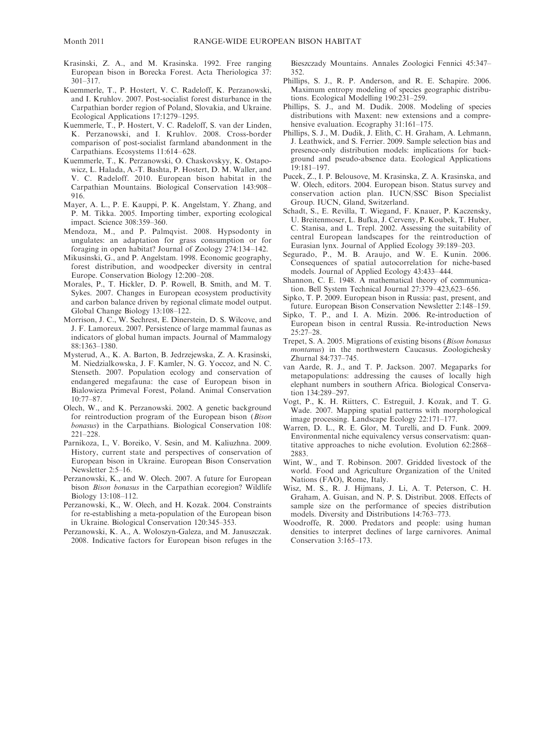Krasinski, Z. A., and M. Krasinska. 1992. Free ranging European bison in Borecka Forest. Acta Theriologica 37: 301–317.

Kuemmerle, T., P. Hostert, V. C. Radeloff, K. Perzanowski, and I. Kruhlov. 2007. Post-socialist forest disturbance in the Carpathian border region of Poland, Slovakia, and Ukraine. Ecological Applications 17:1279–1295.

Kuemmerle, T., P. Hostert, V. C. Radeloff, S. van der Linden, K. Perzanowski, and I. Kruhlov. 2008. Cross-border comparison of post-socialist farmland abandonment in the Carpathians. Ecosystems 11:614–628.

Kuemmerle, T., K. Perzanowski, O. Chaskovskyy, K. Ostapowicz, L. Halada, A.-T. Bashta, P. Hostert, D. M. Waller, and V. C. Radeloff. 2010. European bison habitat in the Carpathian Mountains. Biological Conservation 143:908–916.

Mayer, A. L., P. E. Kauppi, P. K. Angelstam, Y. Zhang, and P. M. Tikka. 2005. Importing timber, exporting ecological impact. Science 308:359–360.

Mendoza, M., and P. Palmqvist. 2008. Hypsodonty in ungulates: an adaptation for grass consumption or for foraging in open habitat? Journal of Zoology 274:134–142.

Mikusinski, G., and P. Angelstam. 1998. Economic geography, forest distribution, and woodpecker diversity in central Europe. Conservation Biology 12:200–208.

Morales, P., T. Hickler, D. P. Rowell, B. Smith, and M. T. Sykes. 2007. Changes in European ecosystem productivity and carbon balance driven by regional climate model output. Global Change Biology 13:108–122.

Morrison, J. C., W. Sechrest, E. Dinerstein, D. S. Wilcove, and J. F. Lamoreux. 2007. Persistence of large mammal faunas as indicators of global human impacts. Journal of Mammalogy 88:1363–1380.

Mysterud, A., K. A. Barton, B. Jedrzejewska, Z. A. Krasinski, M. Niedzialkowska, J. F. Kamler, N. G. Yoccoz, and N. C. Stenseth. 2007. Population ecology and conservation of endangered megafauna: the case of European bison in Bialowieza Primeval Forest, Poland. Animal Conservation 10:77–87.

Olech, W., and K. Perzanowski. 2002. A genetic background for reintroduction program of the European bison (*Bison bonasus*) in the Carpathians. Biological Conservation 108: 221–228.

Parnikoza, I., V. Boreiko, V. Sesin, and M. Kaliuzhna. 2009. History, current state and perspectives of conservation of European bison in Ukraine. European Bison Conservation Newsletter 2:5–16.

Perzanowski, K., and W. Olech. 2007. A future for European bison *Bison bonasus* in the Carpathian ecoregion? Wildlife Biology 13:108–112.

Perzanowski, K., W. Olech, and H. Kozak. 2004. Constraints for re-establishing a meta-population of the European bison in Ukraine. Biological Conservation 120:345–353.

Perzanowski, K. A., A. Woloszyn-Galeza, and M. Januszczak. 2008. Indicative factors for European bison refuges in the Bieszczady Mountains. Annales Zoologici Fennici 45:347–352.

Phillips, S. J., R. P. Anderson, and R. E. Schapire. 2006. Maximum entropy modeling of species geographic distributions. Ecological Modelling 190:231–259.

Phillips, S. J., and M. Dudik. 2008. Modeling of species distributions with Maxent: new extensions and a comprehensive evaluation. Ecography 31:161–175.

Phillips, S. J., M. Dudik, J. Elith, C. H. Graham, A. Lehmann, J. Leathwick, and S. Ferrier. 2009. Sample selection bias and presence-only distribution models: implications for background and pseudo-absence data. Ecological Applications 19:181–197.

Pucek, Z., I. P. Belousove, M. Krasinska, Z. A. Krasinska, and W. Olech, editors. 2004. European bison. Status survey and conservation action plan. IUCN/SSC Bison Specialist Group. IUCN, Gland, Switzerland.

Schadt, S., E. Revilla, T. Wiegand, F. Knauer, P. Kaczensky, U. Breitenmoser, L. Bufka, J. Cerveny, P. Koubek, T. Huber, C. Stanisa, and L. Trepl. 2002. Assessing the suitability of central European landscapes for the reintroduction of Eurasian lynx. Journal of Applied Ecology 39:189–203.

Segurado, P., M. B. Araujo, and W. E. Kunin. 2006. Consequences of spatial autocorrelation for niche-based models. Journal of Applied Ecology 43:433–444.

Shannon, C. E. 1948. A mathematical theory of communication. Bell System Technical Journal 27:379–423,623–656.

Sipko, T. P. 2009. European bison in Russia: past, present, and future. European Bison Conservation Newsletter 2:148–159.

Sipko, T. P., and I. A. Mizin. 2006. Re-introduction of European bison in central Russia. Re-introduction News 25:27–28.

Trepet, S. A. 2005. Migrations of existing bisons (*Bison bonasus montanus*) in the northwestern Caucasus. Zoologichesky Zhurnal 84:737–745.

van Aarde, R. J., and T. P. Jackson. 2007. Megaparks for metapopulations: addressing the causes of locally high elephant numbers in southern Africa. Biological Conservation 134:289–297.

Vogt, P., K. H. Riitters, C. Estreguil, J. Kozak, and T. G. Wade. 2007. Mapping spatial patterns with morphological image processing. Landscape Ecology 22:171–177.

Warren, D. L., R. E. Glor, M. Turelli, and D. Funk. 2009. Environmental niche equivalency versus conservatism: quantitative approaches to niche evolution. Evolution 62:2868–2883.

Wint, W., and T. Robinson. 2007. Gridded livestock of the world. Food and Agriculture Organization of the United Nations (FAO), Rome, Italy.

Wisz, M. S., R. J. Hijmans, J. Li, A. T. Peterson, C. H. Graham, A. Guisan, and N. P. S. Distribut. 2008. Effects of sample size on the performance of species distribution models. Diversity and Distributions 14:763–773.

Woodroffe, R. 2000. Predators and people: using human densities to interpret declines of large carnivores. Animal Conservation 3:165–173.